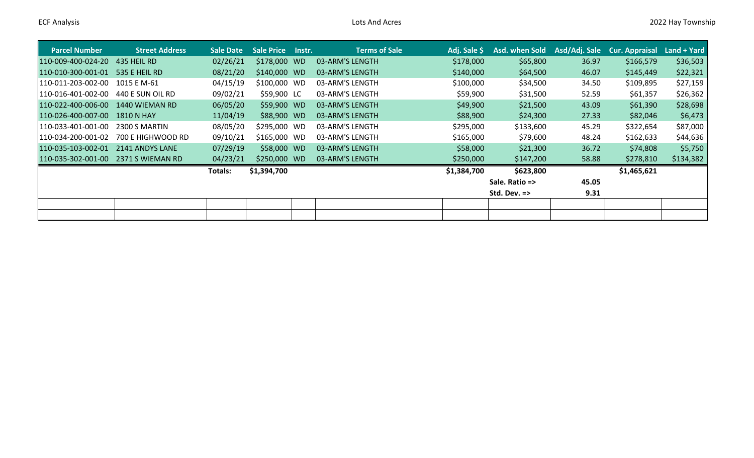| Parcel Number | Street Address | Sale Date | Sale Price | Instr. | Terms of Sale | Adj. Sale $ | Asd. when Sold | Asd/Adj. Sale | Cur. Appraisal | Land + Yard |
|---|---|---|---|---|---|---|---|---|---|---|
| 110-009-400-024-20 | 435 HEIL RD | 02/26/21 | $178,000 | WD | 03-ARM'S LENGTH | $178,000 | $65,800 | 36.97 | $166,579 | $36,503 |
| 110-010-300-001-01 | 535 E HEIL RD | 08/21/20 | $140,000 | WD | 03-ARM'S LENGTH | $140,000 | $64,500 | 46.07 | $145,449 | $22,321 |
| 110-011-203-002-00 | 1015 E M-61 | 04/15/19 | $100,000 | WD | 03-ARM'S LENGTH | $100,000 | $34,500 | 34.50 | $109,895 | $27,159 |
| 110-016-401-002-00 | 440 E SUN OIL RD | 09/02/21 | $59,900 | LC | 03-ARM'S LENGTH | $59,900 | $31,500 | 52.59 | $61,357 | $26,362 |
| 110-022-400-006-00 | 1440 WIEMAN RD | 06/05/20 | $59,900 | WD | 03-ARM'S LENGTH | $49,900 | $21,500 | 43.09 | $61,390 | $28,698 |
| 110-026-400-007-00 | 1810 N HAY | 11/04/19 | $88,900 | WD | 03-ARM'S LENGTH | $88,900 | $24,300 | 27.33 | $82,046 | $6,473 |
| 110-033-401-001-00 | 2300 S MARTIN | 08/05/20 | $295,000 | WD | 03-ARM'S LENGTH | $295,000 | $133,600 | 45.29 | $322,654 | $87,000 |
| 110-034-200-001-02 | 700 E HIGHWOOD RD | 09/10/21 | $165,000 | WD | 03-ARM'S LENGTH | $165,000 | $79,600 | 48.24 | $162,633 | $44,636 |
| 110-035-103-002-01 | 2141 ANDYS LANE | 07/29/19 | $58,000 | WD | 03-ARM'S LENGTH | $58,000 | $21,300 | 36.72 | $74,808 | $5,750 |
| 110-035-302-001-00 | 2371 S WIEMAN RD | 04/23/21 | $250,000 | WD | 03-ARM'S LENGTH | $250,000 | $147,200 | 58.88 | $278,810 | $134,382 |
| | | **Totals:** | **$1,394,700** | | | **$1,384,700** | **$623,800** | | **$1,465,621** | |
| | | | | | | | **Sale. Ratio =>** | **45.05** | | |
| | | | | | | | **Std. Dev. =>** | **9.31** | | |
| | | | | | | | | | | |
| | | | | | | | | | | |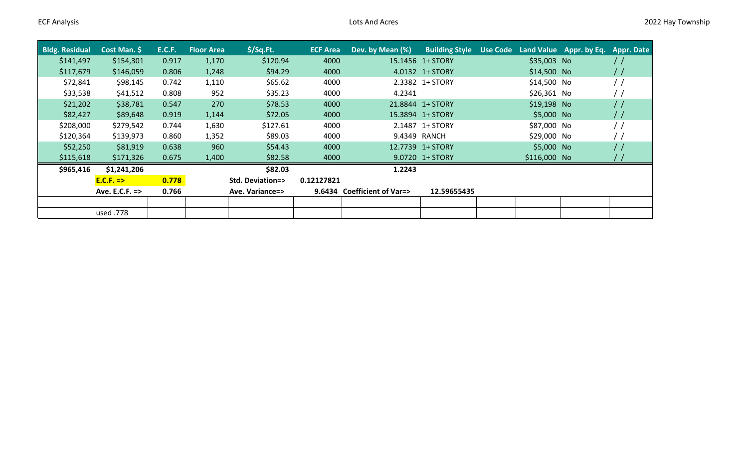| Bldg. Residual | Cost Man. $ | E.C.F. | Floor Area | $/Sq.Ft. | ECF Area | Dev. by Mean (%) | Building Style | Use Code | Land Value | Appr. by Eq. | Appr. Date |
|---|---|---|---|---|---|---|---|---|---|---|---|
| $141,497 | $154,301 | 0.917 | 1,170 | $120.94 | 4000 | 15.1456 | 1+ STORY | | $35,003 | No | / / |
| $117,679 | $146,059 | 0.806 | 1,248 | $94.29 | 4000 | 4.0132 | 1+ STORY | | $14,500 | No | / / |
| $72,841 | $98,145 | 0.742 | 1,110 | $65.62 | 4000 | 2.3382 | 1+ STORY | | $14,500 | No | / / |
| $33,538 | $41,512 | 0.808 | 952 | $35.23 | 4000 | 4.2341 | | | $26,361 | No | / / |
| $21,202 | $38,781 | 0.547 | 270 | $78.53 | 4000 | 21.8844 | 1+ STORY | | $19,198 | No | / / |
| $82,427 | $89,648 | 0.919 | 1,144 | $72.05 | 4000 | 15.3894 | 1+ STORY | | $5,000 | No | / / |
| $208,000 | $279,542 | 0.744 | 1,630 | $127.61 | 4000 | 2.1487 | 1+ STORY | | $87,000 | No | / / |
| $120,364 | $139,973 | 0.860 | 1,352 | $89.03 | 4000 | 9.4349 | RANCH | | $29,000 | No | / / |
| $52,250 | $81,919 | 0.638 | 960 | $54.43 | 4000 | 12.7739 | 1+ STORY | | $5,000 | No | / / |
| $115,618 | $171,326 | 0.675 | 1,400 | $82.58 | 4000 | 9.0720 | 1+ STORY | | $116,000 | No | / / |
| **$965,416** | **$1,241,206** | | | **$82.03** | | **1.2243** | | | | | |
| | **E.C.F. =>** | **0.778** | | **Std. Deviation=>** | **0.12127821** | | | | | | |
| | **Ave. E.C.F. =>** | **0.766** | | **Ave. Variance=>** | **9.6434** | **Coefficient of Var=>** | **12.59655435** | | | | |
| | | | | | | | | | | | |
| | used .778 | | | | | | | | | | |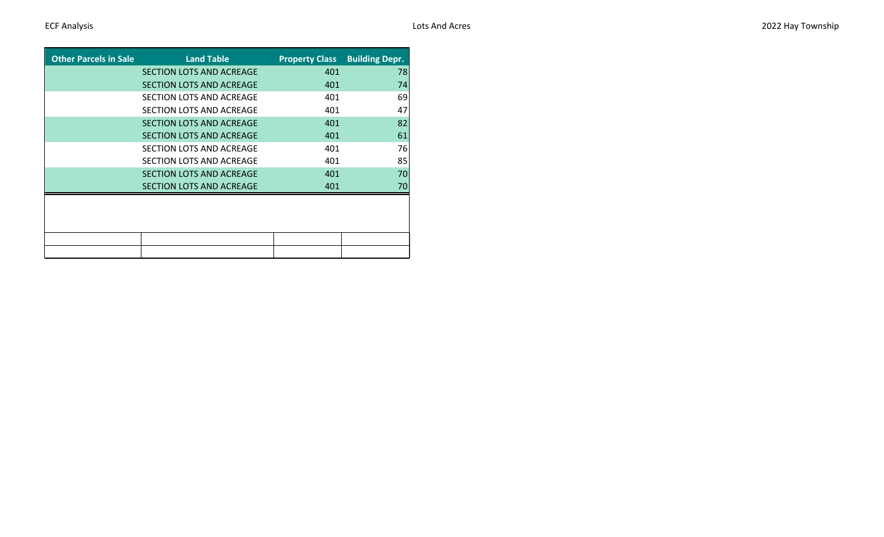| Other Parcels in Sale | Land Table | Property Class | Building Depr. |
|---|---|---|---|
| | SECTION LOTS AND ACREAGE | 401 | 78 |
| | SECTION LOTS AND ACREAGE | 401 | 74 |
| | SECTION LOTS AND ACREAGE | 401 | 69 |
| | SECTION LOTS AND ACREAGE | 401 | 47 |
| | SECTION LOTS AND ACREAGE | 401 | 82 |
| | SECTION LOTS AND ACREAGE | 401 | 61 |
| | SECTION LOTS AND ACREAGE | 401 | 76 |
| | SECTION LOTS AND ACREAGE | 401 | 85 |
| | SECTION LOTS AND ACREAGE | 401 | 70 |
| | SECTION LOTS AND ACREAGE | 401 | 70 |